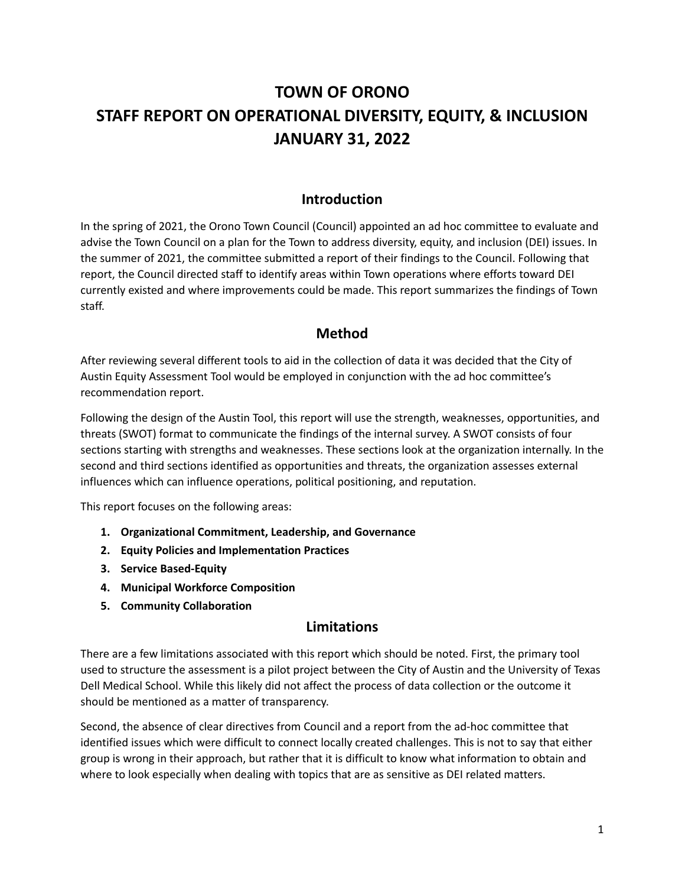# TOWN OF ORONO
# STAFF REPORT ON OPERATIONAL DIVERSITY, EQUITY, & INCLUSION
# JANUARY 31, 2022

## Introduction

In the spring of 2021, the Orono Town Council (Council) appointed an ad hoc committee to evaluate and advise the Town Council on a plan for the Town to address diversity, equity, and inclusion (DEI) issues. In the summer of 2021, the committee submitted a report of their findings to the Council. Following that report, the Council directed staff to identify areas within Town operations where efforts toward DEI currently existed and where improvements could be made. This report summarizes the findings of Town staff.

## Method

After reviewing several different tools to aid in the collection of data it was decided that the City of Austin Equity Assessment Tool would be employed in conjunction with the ad hoc committee's recommendation report.

Following the design of the Austin Tool, this report will use the strength, weaknesses, opportunities, and threats (SWOT) format to communicate the findings of the internal survey. A SWOT consists of four sections starting with strengths and weaknesses. These sections look at the organization internally. In the second and third sections identified as opportunities and threats, the organization assesses external influences which can influence operations, political positioning, and reputation.

This report focuses on the following areas:

1. **Organizational Commitment, Leadership, and Governance**
2. **Equity Policies and Implementation Practices**
3. **Service Based-Equity**
4. **Municipal Workforce Composition**
5. **Community Collaboration**

## Limitations

There are a few limitations associated with this report which should be noted. First, the primary tool used to structure the assessment is a pilot project between the City of Austin and the University of Texas Dell Medical School. While this likely did not affect the process of data collection or the outcome it should be mentioned as a matter of transparency.

Second, the absence of clear directives from Council and a report from the ad-hoc committee that identified issues which were difficult to connect locally created challenges. This is not to say that either group is wrong in their approach, but rather that it is difficult to know what information to obtain and where to look especially when dealing with topics that are as sensitive as DEI related matters.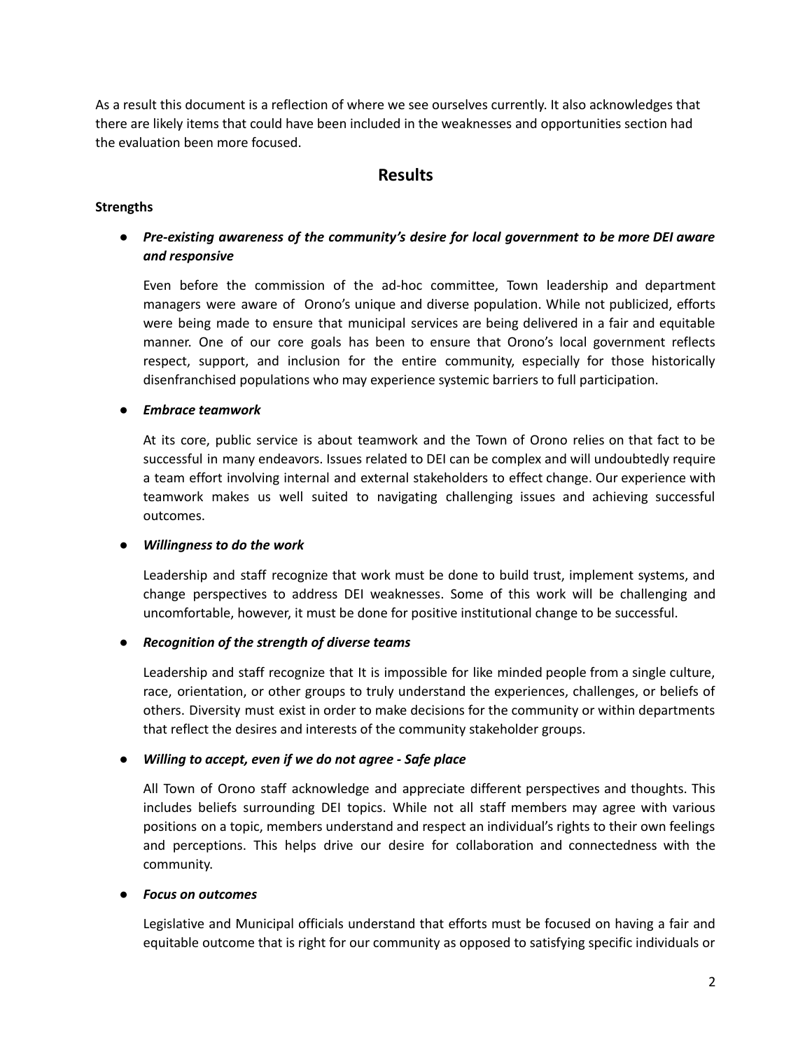As a result this document is a reflection of where we see ourselves currently. It also acknowledges that there are likely items that could have been included in the weaknesses and opportunities section had the evaluation been more focused.

## Results

**Strengths**

- ***Pre-existing awareness of the community's desire for local government to be more DEI aware and responsive***

  Even before the commission of the ad-hoc committee, Town leadership and department managers were aware of Orono's unique and diverse population. While not publicized, efforts were being made to ensure that municipal services are being delivered in a fair and equitable manner. One of our core goals has been to ensure that Orono's local government reflects respect, support, and inclusion for the entire community, especially for those historically disenfranchised populations who may experience systemic barriers to full participation.

- ***Embrace teamwork***

  At its core, public service is about teamwork and the Town of Orono relies on that fact to be successful in many endeavors. Issues related to DEI can be complex and will undoubtedly require a team effort involving internal and external stakeholders to effect change. Our experience with teamwork makes us well suited to navigating challenging issues and achieving successful outcomes.

- ***Willingness to do the work***

  Leadership and staff recognize that work must be done to build trust, implement systems, and change perspectives to address DEI weaknesses. Some of this work will be challenging and uncomfortable, however, it must be done for positive institutional change to be successful.

- ***Recognition of the strength of diverse teams***

  Leadership and staff recognize that It is impossible for like minded people from a single culture, race, orientation, or other groups to truly understand the experiences, challenges, or beliefs of others. Diversity must exist in order to make decisions for the community or within departments that reflect the desires and interests of the community stakeholder groups.

- ***Willing to accept, even if we do not agree - Safe place***

  All Town of Orono staff acknowledge and appreciate different perspectives and thoughts. This includes beliefs surrounding DEI topics. While not all staff members may agree with various positions on a topic, members understand and respect an individual's rights to their own feelings and perceptions. This helps drive our desire for collaboration and connectedness with the community.

- ***Focus on outcomes***

  Legislative and Municipal officials understand that efforts must be focused on having a fair and equitable outcome that is right for our community as opposed to satisfying specific individuals or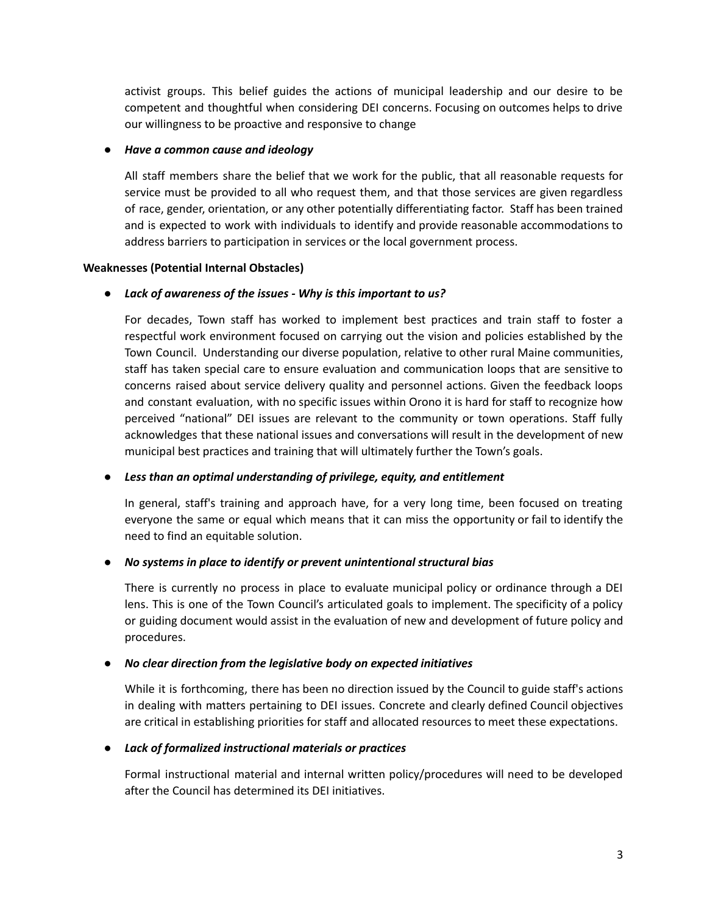activist groups. This belief guides the actions of municipal leadership and our desire to be competent and thoughtful when considering DEI concerns. Focusing on outcomes helps to drive our willingness to be proactive and responsive to change

- ***Have a common cause and ideology***

  All staff members share the belief that we work for the public, that all reasonable requests for service must be provided to all who request them, and that those services are given regardless of race, gender, orientation, or any other potentially differentiating factor. Staff has been trained and is expected to work with individuals to identify and provide reasonable accommodations to address barriers to participation in services or the local government process.

**Weaknesses (Potential Internal Obstacles)**

- ***Lack of awareness of the issues - Why is this important to us?***

  For decades, Town staff has worked to implement best practices and train staff to foster a respectful work environment focused on carrying out the vision and policies established by the Town Council. Understanding our diverse population, relative to other rural Maine communities, staff has taken special care to ensure evaluation and communication loops that are sensitive to concerns raised about service delivery quality and personnel actions. Given the feedback loops and constant evaluation, with no specific issues within Orono it is hard for staff to recognize how perceived "national" DEI issues are relevant to the community or town operations. Staff fully acknowledges that these national issues and conversations will result in the development of new municipal best practices and training that will ultimately further the Town's goals.

- ***Less than an optimal understanding of privilege, equity, and entitlement***

  In general, staff's training and approach have, for a very long time, been focused on treating everyone the same or equal which means that it can miss the opportunity or fail to identify the need to find an equitable solution.

- ***No systems in place to identify or prevent unintentional structural bias***

  There is currently no process in place to evaluate municipal policy or ordinance through a DEI lens. This is one of the Town Council's articulated goals to implement. The specificity of a policy or guiding document would assist in the evaluation of new and development of future policy and procedures.

- ***No clear direction from the legislative body on expected initiatives***

  While it is forthcoming, there has been no direction issued by the Council to guide staff's actions in dealing with matters pertaining to DEI issues. Concrete and clearly defined Council objectives are critical in establishing priorities for staff and allocated resources to meet these expectations.

- ***Lack of formalized instructional materials or practices***

  Formal instructional material and internal written policy/procedures will need to be developed after the Council has determined its DEI initiatives.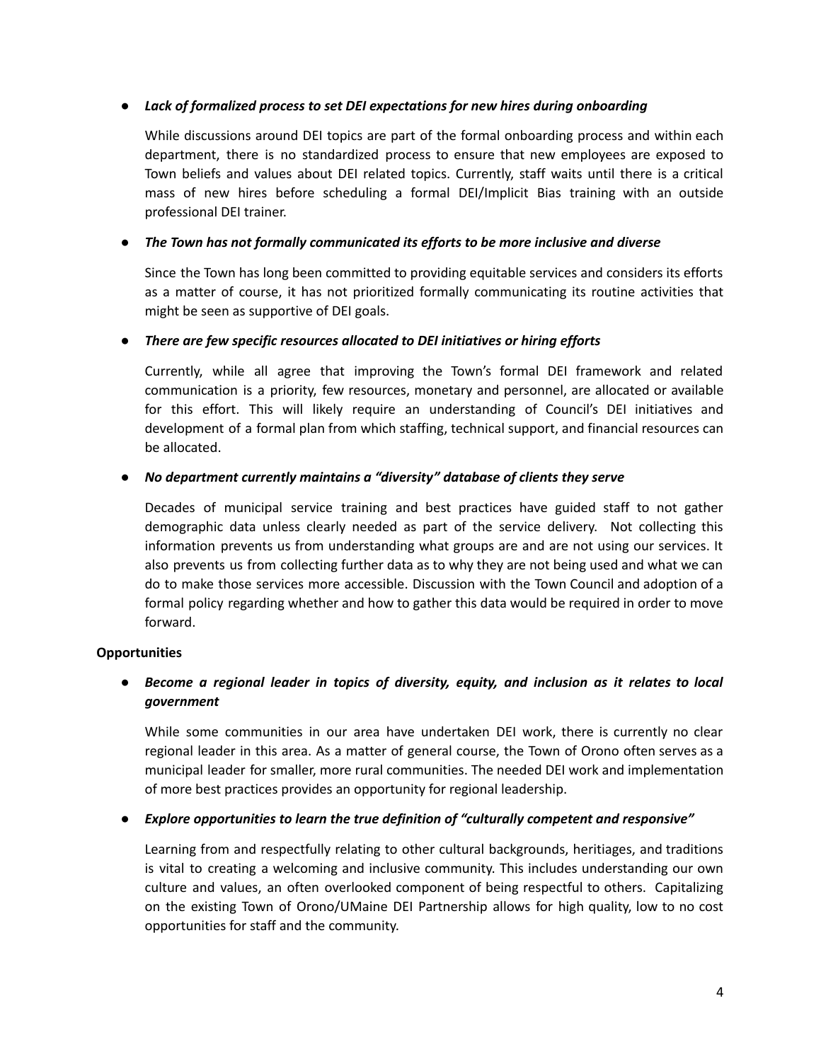- ***Lack of formalized process to set DEI expectations for new hires during onboarding***

  While discussions around DEI topics are part of the formal onboarding process and within each department, there is no standardized process to ensure that new employees are exposed to Town beliefs and values about DEI related topics. Currently, staff waits until there is a critical mass of new hires before scheduling a formal DEI/Implicit Bias training with an outside professional DEI trainer.

- ***The Town has not formally communicated its efforts to be more inclusive and diverse***

  Since the Town has long been committed to providing equitable services and considers its efforts as a matter of course, it has not prioritized formally communicating its routine activities that might be seen as supportive of DEI goals.

- ***There are few specific resources allocated to DEI initiatives or hiring efforts***

  Currently, while all agree that improving the Town's formal DEI framework and related communication is a priority, few resources, monetary and personnel, are allocated or available for this effort. This will likely require an understanding of Council's DEI initiatives and development of a formal plan from which staffing, technical support, and financial resources can be allocated.

- ***No department currently maintains a "diversity" database of clients they serve***

  Decades of municipal service training and best practices have guided staff to not gather demographic data unless clearly needed as part of the service delivery. Not collecting this information prevents us from understanding what groups are and are not using our services. It also prevents us from collecting further data as to why they are not being used and what we can do to make those services more accessible. Discussion with the Town Council and adoption of a formal policy regarding whether and how to gather this data would be required in order to move forward.

**Opportunities**

- ***Become a regional leader in topics of diversity, equity, and inclusion as it relates to local government***

  While some communities in our area have undertaken DEI work, there is currently no clear regional leader in this area. As a matter of general course, the Town of Orono often serves as a municipal leader for smaller, more rural communities. The needed DEI work and implementation of more best practices provides an opportunity for regional leadership.

- ***Explore opportunities to learn the true definition of "culturally competent and responsive"***

  Learning from and respectfully relating to other cultural backgrounds, heritiages, and traditions is vital to creating a welcoming and inclusive community. This includes understanding our own culture and values, an often overlooked component of being respectful to others. Capitalizing on the existing Town of Orono/UMaine DEI Partnership allows for high quality, low to no cost opportunities for staff and the community.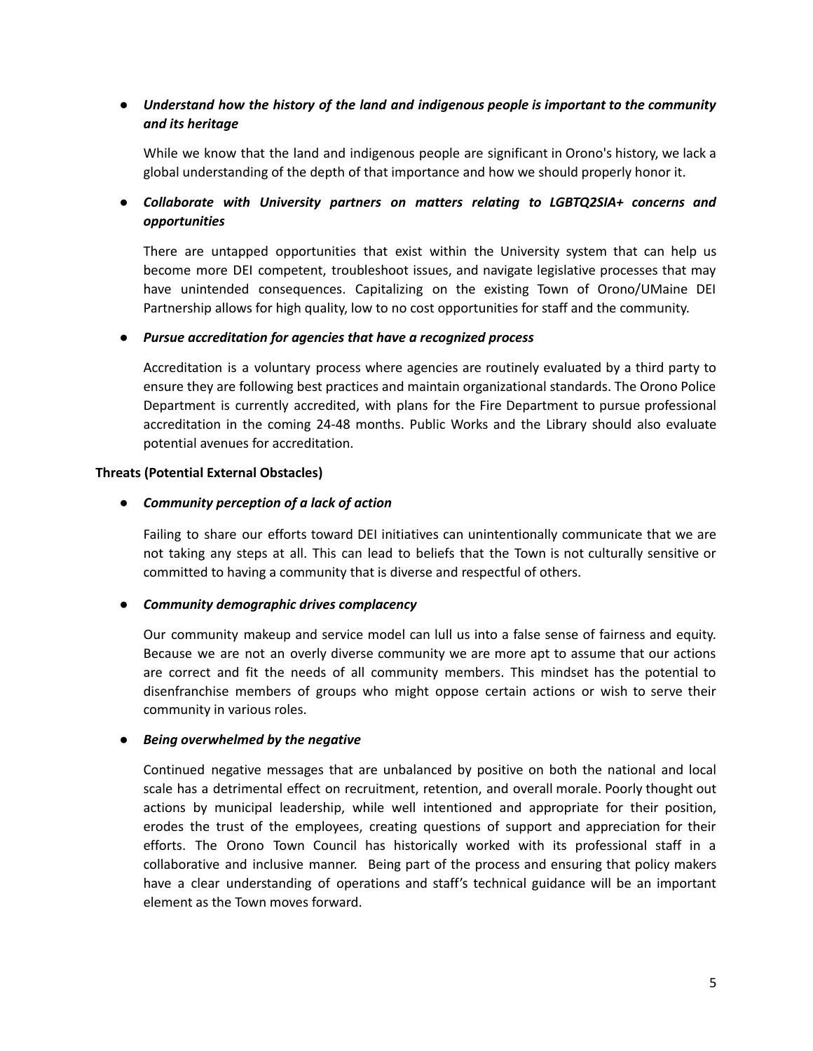- ***Understand how the history of the land and indigenous people is important to the community and its heritage***

  While we know that the land and indigenous people are significant in Orono's history, we lack a global understanding of the depth of that importance and how we should properly honor it.

- ***Collaborate with University partners on matters relating to LGBTQ2SIA+ concerns and opportunities***

  There are untapped opportunities that exist within the University system that can help us become more DEI competent, troubleshoot issues, and navigate legislative processes that may have unintended consequences. Capitalizing on the existing Town of Orono/UMaine DEI Partnership allows for high quality, low to no cost opportunities for staff and the community.

- ***Pursue accreditation for agencies that have a recognized process***

  Accreditation is a voluntary process where agencies are routinely evaluated by a third party to ensure they are following best practices and maintain organizational standards. The Orono Police Department is currently accredited, with plans for the Fire Department to pursue professional accreditation in the coming 24-48 months. Public Works and the Library should also evaluate potential avenues for accreditation.

**Threats (Potential External Obstacles)**

- ***Community perception of a lack of action***

  Failing to share our efforts toward DEI initiatives can unintentionally communicate that we are not taking any steps at all. This can lead to beliefs that the Town is not culturally sensitive or committed to having a community that is diverse and respectful of others.

- ***Community demographic drives complacency***

  Our community makeup and service model can lull us into a false sense of fairness and equity. Because we are not an overly diverse community we are more apt to assume that our actions are correct and fit the needs of all community members. This mindset has the potential to disenfranchise members of groups who might oppose certain actions or wish to serve their community in various roles.

- ***Being overwhelmed by the negative***

  Continued negative messages that are unbalanced by positive on both the national and local scale has a detrimental effect on recruitment, retention, and overall morale. Poorly thought out actions by municipal leadership, while well intentioned and appropriate for their position, erodes the trust of the employees, creating questions of support and appreciation for their efforts. The Orono Town Council has historically worked with its professional staff in a collaborative and inclusive manner. Being part of the process and ensuring that policy makers have a clear understanding of operations and staff's technical guidance will be an important element as the Town moves forward.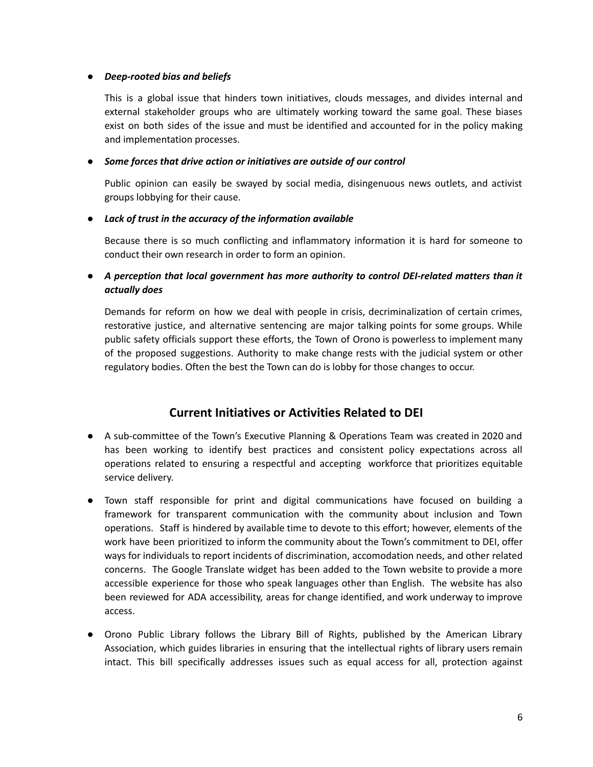- ***Deep-rooted bias and beliefs***

  This is a global issue that hinders town initiatives, clouds messages, and divides internal and external stakeholder groups who are ultimately working toward the same goal. These biases exist on both sides of the issue and must be identified and accounted for in the policy making and implementation processes.

- ***Some forces that drive action or initiatives are outside of our control***

  Public opinion can easily be swayed by social media, disingenuous news outlets, and activist groups lobbying for their cause.

- ***Lack of trust in the accuracy of the information available***

  Because there is so much conflicting and inflammatory information it is hard for someone to conduct their own research in order to form an opinion.

- ***A perception that local government has more authority to control DEI-related matters than it actually does***

  Demands for reform on how we deal with people in crisis, decriminalization of certain crimes, restorative justice, and alternative sentencing are major talking points for some groups. While public safety officials support these efforts, the Town of Orono is powerless to implement many of the proposed suggestions. Authority to make change rests with the judicial system or other regulatory bodies. Often the best the Town can do is lobby for those changes to occur.

## Current Initiatives or Activities Related to DEI

- A sub-committee of the Town's Executive Planning & Operations Team was created in 2020 and has been working to identify best practices and consistent policy expectations across all operations related to ensuring a respectful and accepting workforce that prioritizes equitable service delivery.
- Town staff responsible for print and digital communications have focused on building a framework for transparent communication with the community about inclusion and Town operations. Staff is hindered by available time to devote to this effort; however, elements of the work have been prioritized to inform the community about the Town's commitment to DEI, offer ways for individuals to report incidents of discrimination, accomodation needs, and other related concerns. The Google Translate widget has been added to the Town website to provide a more accessible experience for those who speak languages other than English. The website has also been reviewed for ADA accessibility, areas for change identified, and work underway to improve access.
- Orono Public Library follows the Library Bill of Rights, published by the American Library Association, which guides libraries in ensuring that the intellectual rights of library users remain intact. This bill specifically addresses issues such as equal access for all, protection against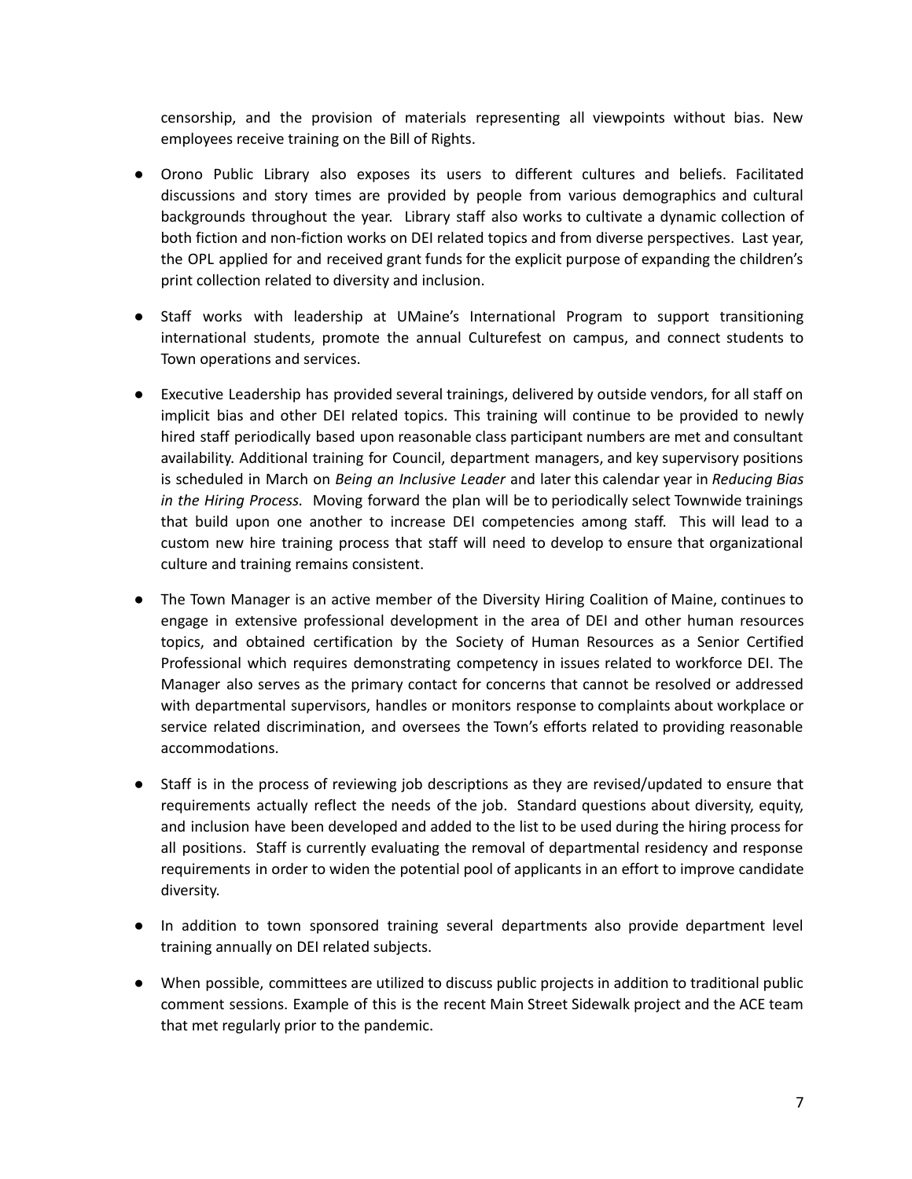censorship, and the provision of materials representing all viewpoints without bias. New employees receive training on the Bill of Rights.

- Orono Public Library also exposes its users to different cultures and beliefs. Facilitated discussions and story times are provided by people from various demographics and cultural backgrounds throughout the year. Library staff also works to cultivate a dynamic collection of both fiction and non-fiction works on DEI related topics and from diverse perspectives. Last year, the OPL applied for and received grant funds for the explicit purpose of expanding the children's print collection related to diversity and inclusion.

- Staff works with leadership at UMaine's International Program to support transitioning international students, promote the annual Culturefest on campus, and connect students to Town operations and services.

- Executive Leadership has provided several trainings, delivered by outside vendors, for all staff on implicit bias and other DEI related topics. This training will continue to be provided to newly hired staff periodically based upon reasonable class participant numbers are met and consultant availability. Additional training for Council, department managers, and key supervisory positions is scheduled in March on *Being an Inclusive Leader* and later this calendar year in *Reducing Bias in the Hiring Process.* Moving forward the plan will be to periodically select Townwide trainings that build upon one another to increase DEI competencies among staff. This will lead to a custom new hire training process that staff will need to develop to ensure that organizational culture and training remains consistent.

- The Town Manager is an active member of the Diversity Hiring Coalition of Maine, continues to engage in extensive professional development in the area of DEI and other human resources topics, and obtained certification by the Society of Human Resources as a Senior Certified Professional which requires demonstrating competency in issues related to workforce DEI. The Manager also serves as the primary contact for concerns that cannot be resolved or addressed with departmental supervisors, handles or monitors response to complaints about workplace or service related discrimination, and oversees the Town's efforts related to providing reasonable accommodations.

- Staff is in the process of reviewing job descriptions as they are revised/updated to ensure that requirements actually reflect the needs of the job. Standard questions about diversity, equity, and inclusion have been developed and added to the list to be used during the hiring process for all positions. Staff is currently evaluating the removal of departmental residency and response requirements in order to widen the potential pool of applicants in an effort to improve candidate diversity.

- In addition to town sponsored training several departments also provide department level training annually on DEI related subjects.

- When possible, committees are utilized to discuss public projects in addition to traditional public comment sessions. Example of this is the recent Main Street Sidewalk project and the ACE team that met regularly prior to the pandemic.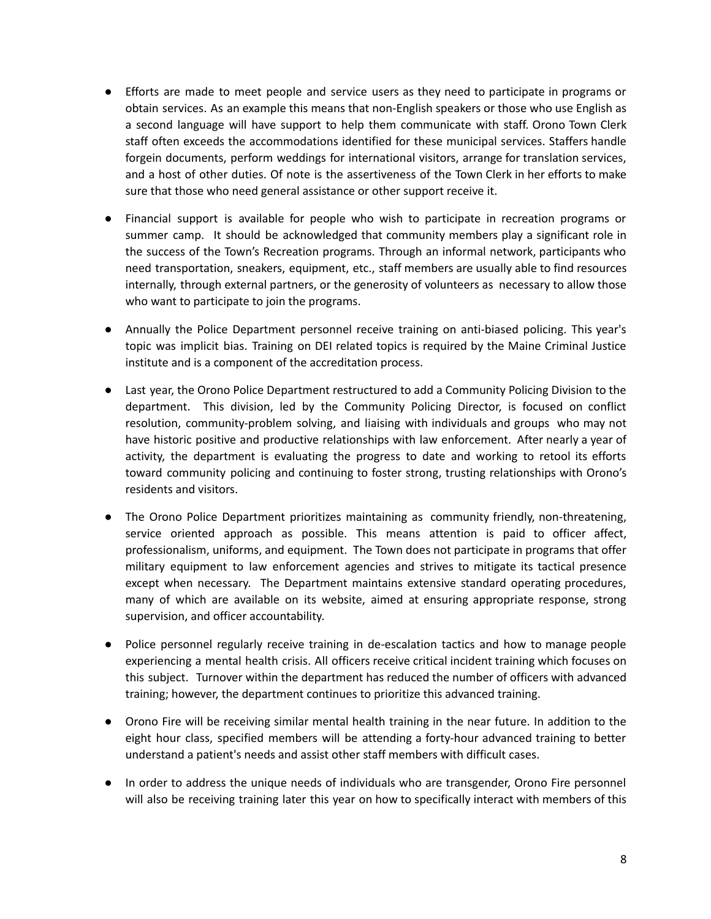- Efforts are made to meet people and service users as they need to participate in programs or obtain services. As an example this means that non-English speakers or those who use English as a second language will have support to help them communicate with staff. Orono Town Clerk staff often exceeds the accommodations identified for these municipal services. Staffers handle forgein documents, perform weddings for international visitors, arrange for translation services, and a host of other duties. Of note is the assertiveness of the Town Clerk in her efforts to make sure that those who need general assistance or other support receive it.

- Financial support is available for people who wish to participate in recreation programs or summer camp. It should be acknowledged that community members play a significant role in the success of the Town's Recreation programs. Through an informal network, participants who need transportation, sneakers, equipment, etc., staff members are usually able to find resources internally, through external partners, or the generosity of volunteers as necessary to allow those who want to participate to join the programs.

- Annually the Police Department personnel receive training on anti-biased policing. This year's topic was implicit bias. Training on DEI related topics is required by the Maine Criminal Justice institute and is a component of the accreditation process.

- Last year, the Orono Police Department restructured to add a Community Policing Division to the department. This division, led by the Community Policing Director, is focused on conflict resolution, community-problem solving, and liaising with individuals and groups who may not have historic positive and productive relationships with law enforcement. After nearly a year of activity, the department is evaluating the progress to date and working to retool its efforts toward community policing and continuing to foster strong, trusting relationships with Orono's residents and visitors.

- The Orono Police Department prioritizes maintaining as community friendly, non-threatening, service oriented approach as possible. This means attention is paid to officer affect, professionalism, uniforms, and equipment. The Town does not participate in programs that offer military equipment to law enforcement agencies and strives to mitigate its tactical presence except when necessary. The Department maintains extensive standard operating procedures, many of which are available on its website, aimed at ensuring appropriate response, strong supervision, and officer accountability.

- Police personnel regularly receive training in de-escalation tactics and how to manage people experiencing a mental health crisis. All officers receive critical incident training which focuses on this subject. Turnover within the department has reduced the number of officers with advanced training; however, the department continues to prioritize this advanced training.

- Orono Fire will be receiving similar mental health training in the near future. In addition to the eight hour class, specified members will be attending a forty-hour advanced training to better understand a patient's needs and assist other staff members with difficult cases.

- In order to address the unique needs of individuals who are transgender, Orono Fire personnel will also be receiving training later this year on how to specifically interact with members of this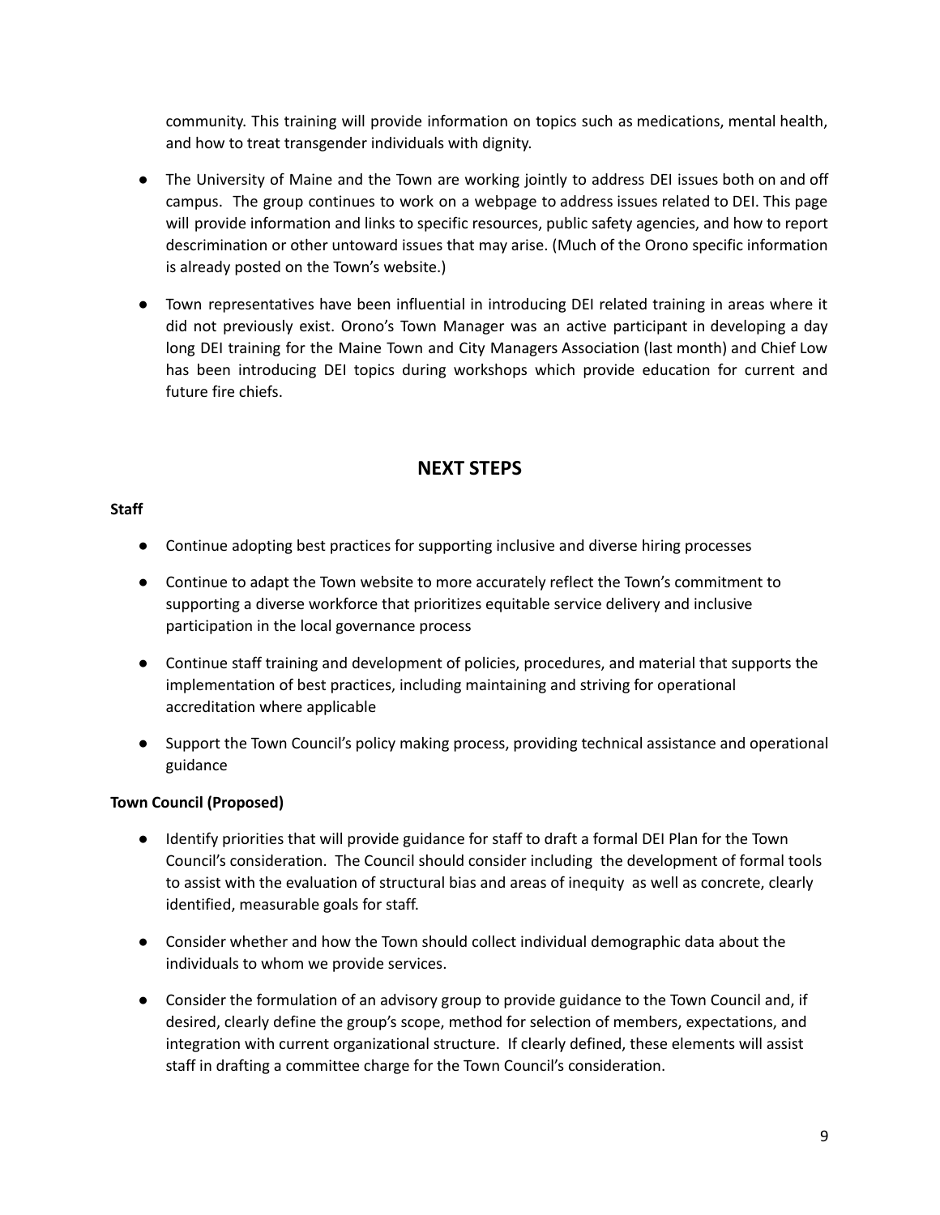community. This training will provide information on topics such as medications, mental health, and how to treat transgender individuals with dignity.

- The University of Maine and the Town are working jointly to address DEI issues both on and off campus. The group continues to work on a webpage to address issues related to DEI. This page will provide information and links to specific resources, public safety agencies, and how to report descrimination or other untoward issues that may arise. (Much of the Orono specific information is already posted on the Town's website.)

- Town representatives have been influential in introducing DEI related training in areas where it did not previously exist. Orono's Town Manager was an active participant in developing a day long DEI training for the Maine Town and City Managers Association (last month) and Chief Low has been introducing DEI topics during workshops which provide education for current and future fire chiefs.

## NEXT STEPS

**Staff**

- Continue adopting best practices for supporting inclusive and diverse hiring processes

- Continue to adapt the Town website to more accurately reflect the Town's commitment to supporting a diverse workforce that prioritizes equitable service delivery and inclusive participation in the local governance process

- Continue staff training and development of policies, procedures, and material that supports the implementation of best practices, including maintaining and striving for operational accreditation where applicable

- Support the Town Council's policy making process, providing technical assistance and operational guidance

**Town Council (Proposed)**

- Identify priorities that will provide guidance for staff to draft a formal DEI Plan for the Town Council's consideration. The Council should consider including the development of formal tools to assist with the evaluation of structural bias and areas of inequity as well as concrete, clearly identified, measurable goals for staff.

- Consider whether and how the Town should collect individual demographic data about the individuals to whom we provide services.

- Consider the formulation of an advisory group to provide guidance to the Town Council and, if desired, clearly define the group's scope, method for selection of members, expectations, and integration with current organizational structure. If clearly defined, these elements will assist staff in drafting a committee charge for the Town Council's consideration.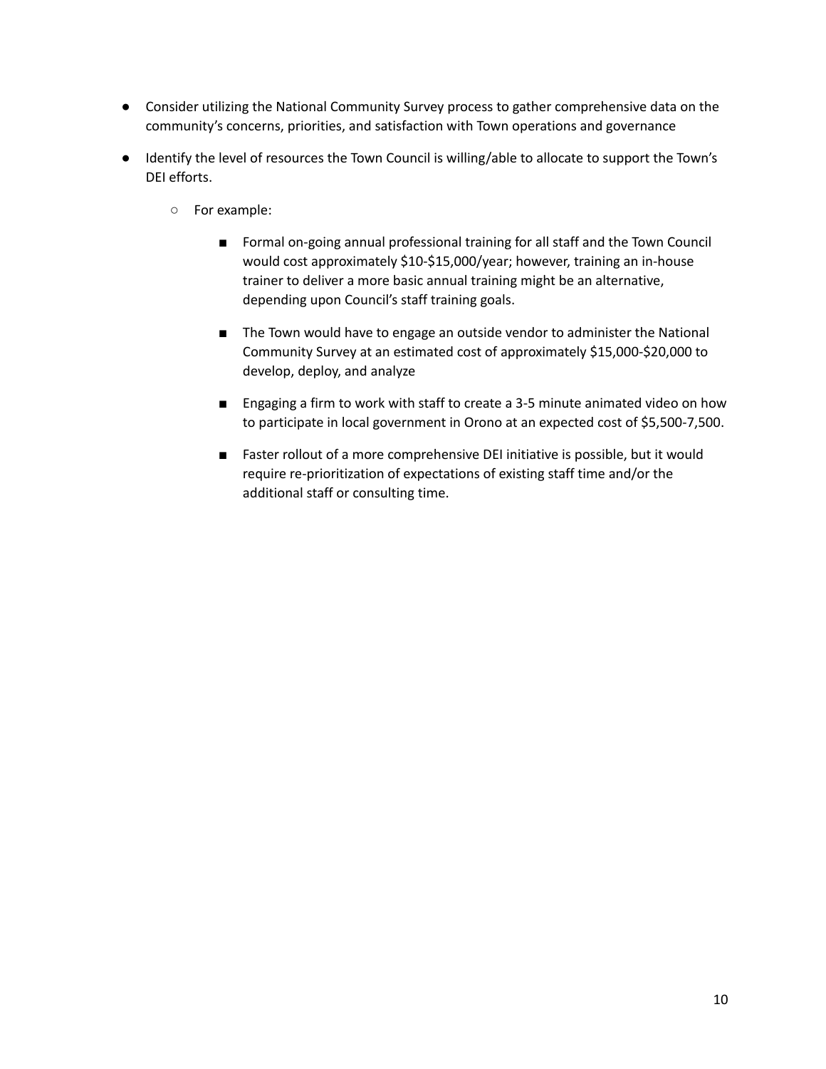- Consider utilizing the National Community Survey process to gather comprehensive data on the community's concerns, priorities, and satisfaction with Town operations and governance
- Identify the level of resources the Town Council is willing/able to allocate to support the Town's DEI efforts.
    - For example:
        - Formal on-going annual professional training for all staff and the Town Council would cost approximately $10-$15,000/year; however, training an in-house trainer to deliver a more basic annual training might be an alternative, depending upon Council's staff training goals.
        - The Town would have to engage an outside vendor to administer the National Community Survey at an estimated cost of approximately $15,000-$20,000 to develop, deploy, and analyze
        - Engaging a firm to work with staff to create a 3-5 minute animated video on how to participate in local government in Orono at an expected cost of $5,500-7,500.
        - Faster rollout of a more comprehensive DEI initiative is possible, but it would require re-prioritization of expectations of existing staff time and/or the additional staff or consulting time.